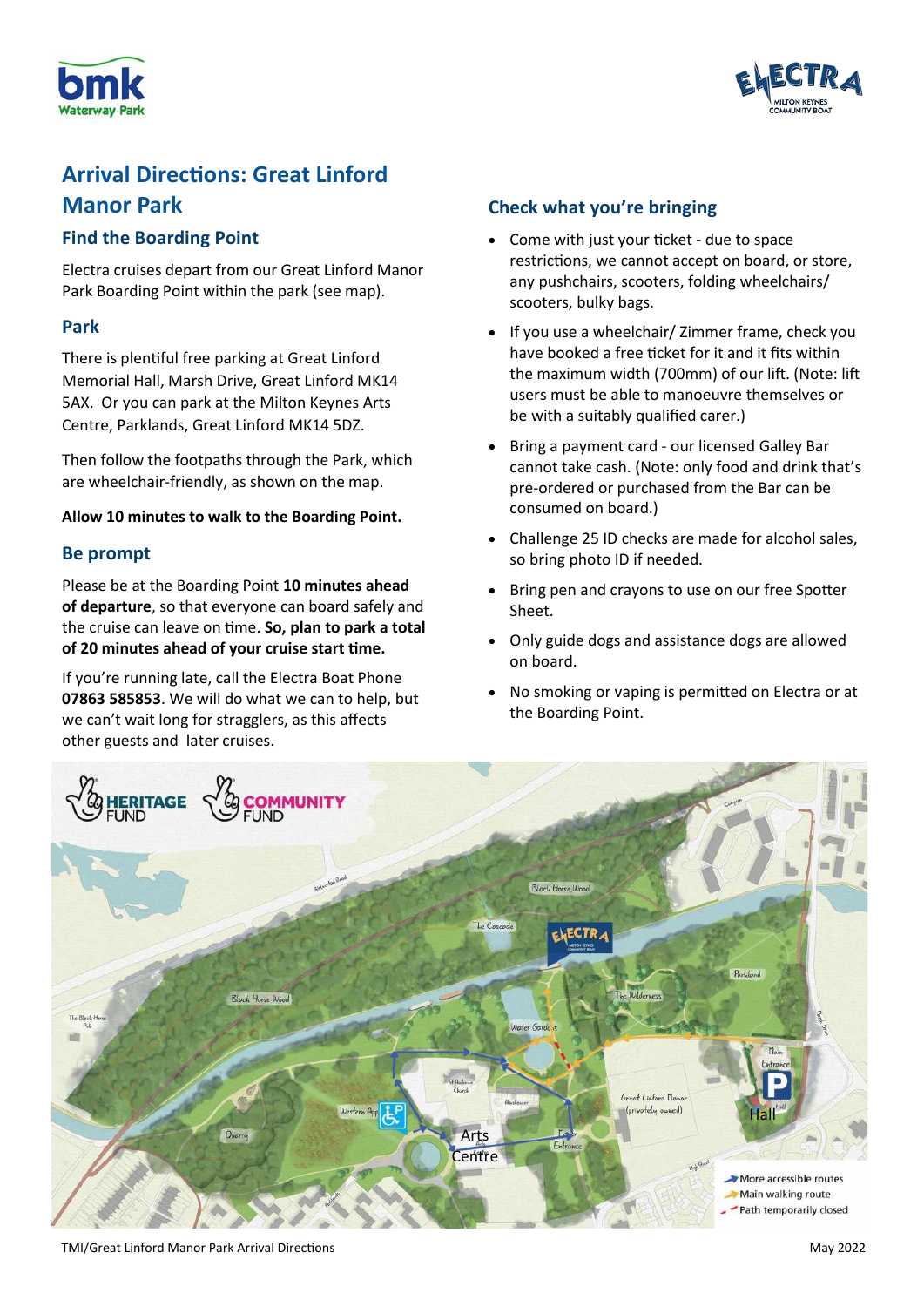# Arrival Directions: Great Linford Manor Park

## Find the Boarding Point

Electra cruises depart from our Great Linford Manor Park Boarding Point within the park (see map).

## Park

There is plentiful free parking at Great Linford Memorial Hall, Marsh Drive, Great Linford MK14 5AX. Or you can park at the Milton Keynes Arts Centre, Parklands, Great Linford MK14 5DZ.

Then follow the footpaths through the Park, which are wheelchair-friendly, as shown on the map.

**Allow 10 minutes to walk to the Boarding Point.**

## Be prompt

Please be at the Boarding Point **10 minutes ahead of departure**, so that everyone can board safely and the cruise can leave on time. **So, plan to park a total of 20 minutes ahead of your cruise start time.**

If you're running late, call the Electra Boat Phone **07863 585853**. We will do what we can to help, but we can't wait long for stragglers, as this affects other guests and later cruises.

## Check what you're bringing

- Come with just your ticket - due to space restrictions, we cannot accept on board, or store, any pushchairs, scooters, folding wheelchairs/ scooters, bulky bags.
- If you use a wheelchair/ Zimmer frame, check you have booked a free ticket for it and it fits within the maximum width (700mm) of our lift. (Note: lift users must be able to manoeuvre themselves or be with a suitably qualified carer.)
- Bring a payment card - our licensed Galley Bar cannot take cash. (Note: only food and drink that's pre-ordered or purchased from the Bar can be consumed on board.)
- Challenge 25 ID checks are made for alcohol sales, so bring photo ID if needed.
- Bring pen and crayons to use on our free Spotter Sheet.
- Only guide dogs and assistance dogs are allowed on board.
- No smoking or vaping is permitted on Electra or at the Boarding Point.

More accessible routes
Main walking route
Path temporarily closed

TMI/Great Linford Manor Park Arrival Directions — May 2022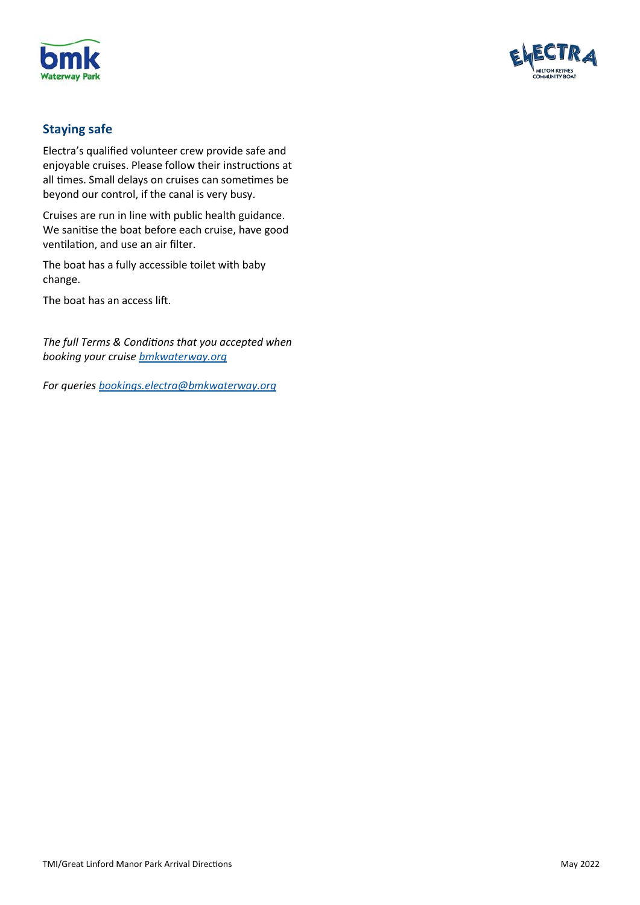## Staying safe

Electra's qualified volunteer crew provide safe and enjoyable cruises. Please follow their instructions at all times. Small delays on cruises can sometimes be beyond our control, if the canal is very busy.

Cruises are run in line with public health guidance. We sanitise the boat before each cruise, have good ventilation, and use an air filter.

The boat has a fully accessible toilet with baby change.

The boat has an access lift.

*The full Terms & Conditions that you accepted when booking your cruise* [bmkwaterway.org](bmkwaterway.org)

*For queries* [bookings.electra@bmkwaterway.org](mailto:bookings.electra@bmkwaterway.org)